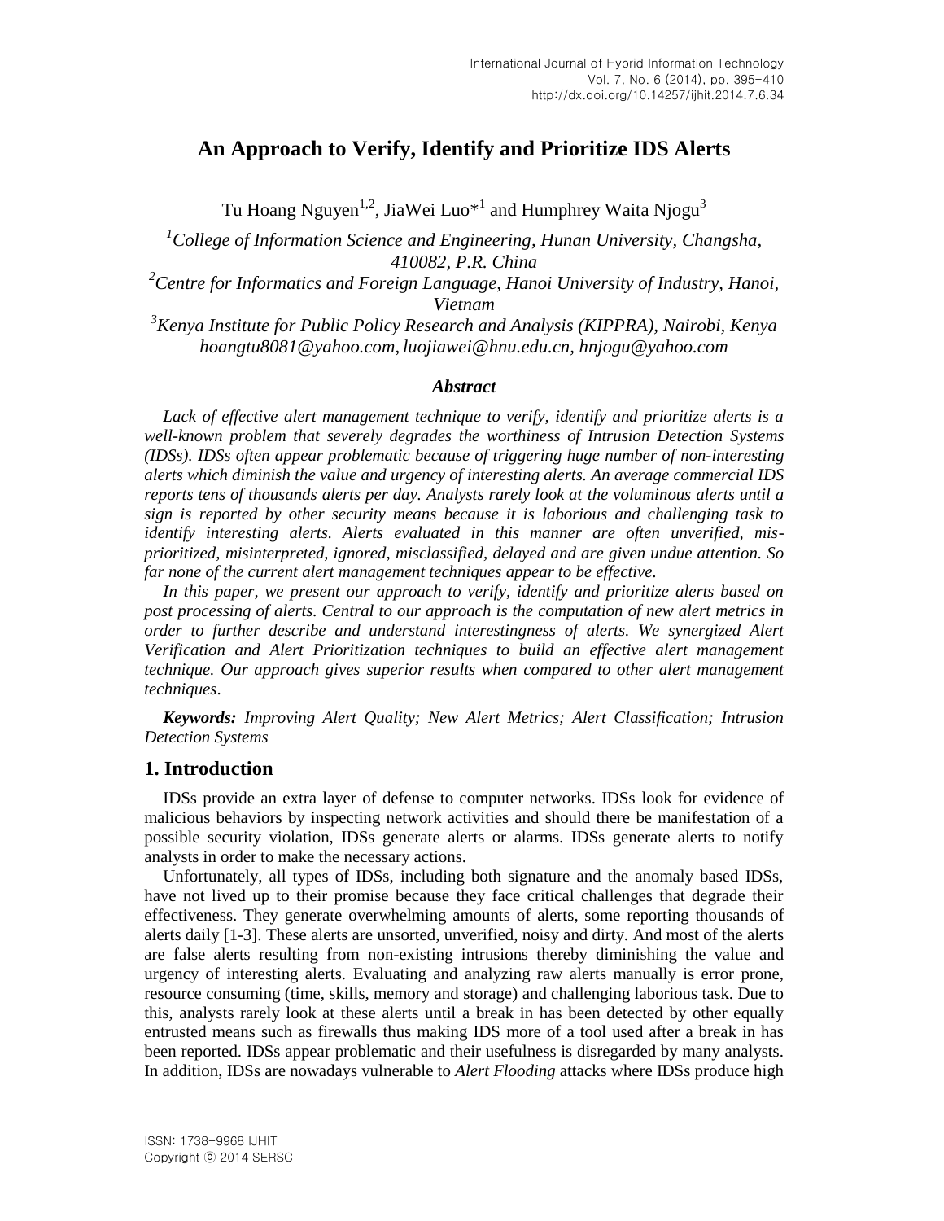# An Approach to Verify, Identify and Prioritize IDS Alerts

Tu Hoang Nguyen[1,2], JiaWei Luo*[1] and Humphrey Waita Njogu[3]

[1] *College of Information Science and Engineering, Hunan University, Changsha, 410082, P.R. China*

[2] *Centre for Informatics and Foreign Language, Hanoi University of Industry, Hanoi, Vietnam*

[3] *Kenya Institute for Public Policy Research and Analysis (KIPPRA), Nairobi, Kenya*

*hoangtu8081@yahoo.com, luojiawei@hnu.edu.cn, hnjogu@yahoo.com*

### *Abstract*

*Lack of effective alert management technique to verify, identify and prioritize alerts is a well-known problem that severely degrades the worthiness of Intrusion Detection Systems (IDSs). IDSs often appear problematic because of triggering huge number of non-interesting alerts which diminish the value and urgency of interesting alerts. An average commercial IDS reports tens of thousands alerts per day. Analysts rarely look at the voluminous alerts until a sign is reported by other security means because it is laborious and challenging task to identify interesting alerts. Alerts evaluated in this manner are often unverified, mis-prioritized, misinterpreted, ignored, misclassified, delayed and are given undue attention. So far none of the current alert management techniques appear to be effective.*

*In this paper, we present our approach to verify, identify and prioritize alerts based on post processing of alerts. Central to our approach is the computation of new alert metrics in order to further describe and understand interestingness of alerts. We synergized Alert Verification and Alert Prioritization techniques to build an effective alert management technique. Our approach gives superior results when compared to other alert management techniques.*

***Keywords:** Improving Alert Quality; New Alert Metrics; Alert Classification; Intrusion Detection Systems*

## 1. Introduction

IDSs provide an extra layer of defense to computer networks. IDSs look for evidence of malicious behaviors by inspecting network activities and should there be manifestation of a possible security violation, IDSs generate alerts or alarms. IDSs generate alerts to notify analysts in order to make the necessary actions.

Unfortunately, all types of IDSs, including both signature and the anomaly based IDSs, have not lived up to their promise because they face critical challenges that degrade their effectiveness. They generate overwhelming amounts of alerts, some reporting thousands of alerts daily [1-3]. These alerts are unsorted, unverified, noisy and dirty. And most of the alerts are false alerts resulting from non-existing intrusions thereby diminishing the value and urgency of interesting alerts. Evaluating and analyzing raw alerts manually is error prone, resource consuming (time, skills, memory and storage) and challenging laborious task. Due to this, analysts rarely look at these alerts until a break in has been detected by other equally entrusted means such as firewalls thus making IDS more of a tool used after a break in has been reported. IDSs appear problematic and their usefulness is disregarded by many analysts. In addition, IDSs are nowadays vulnerable to *Alert Flooding* attacks where IDSs produce high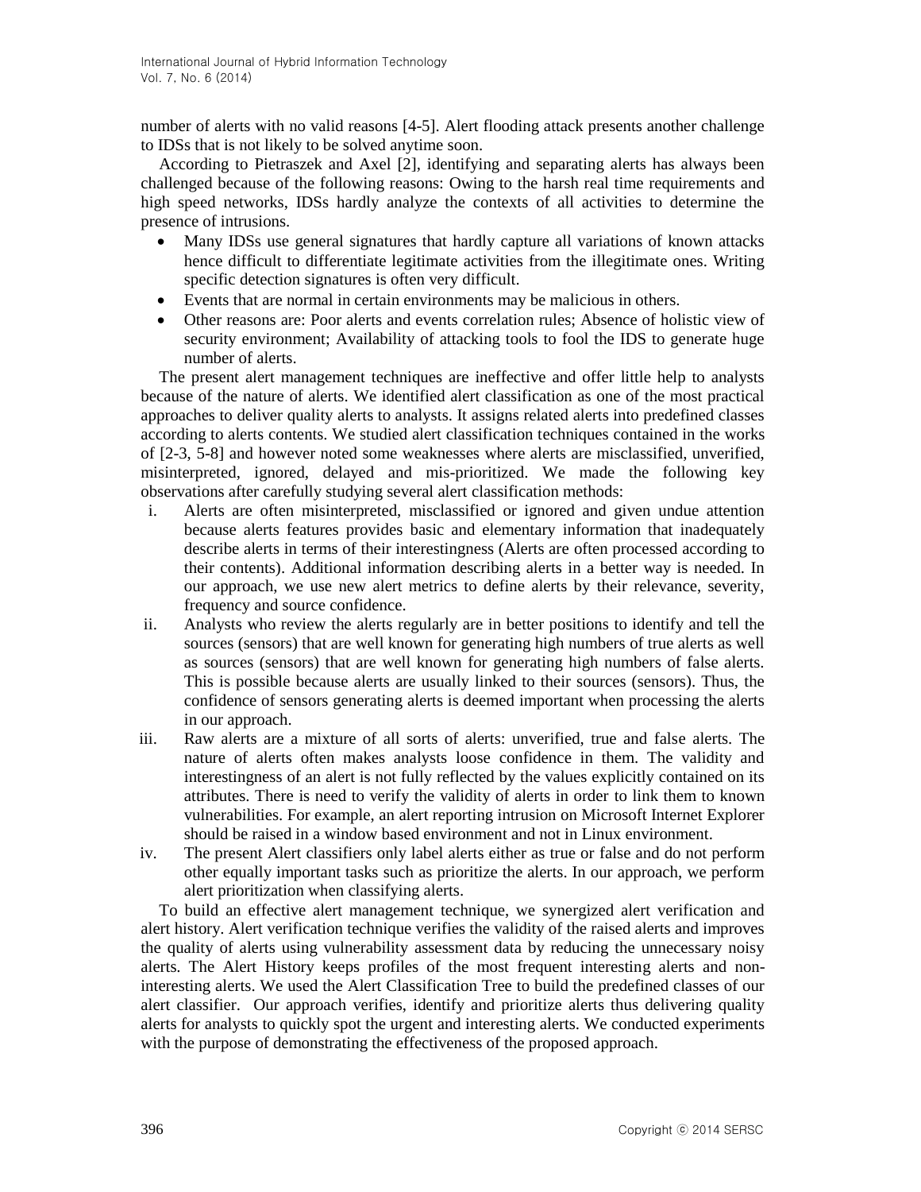number of alerts with no valid reasons [4-5]. Alert flooding attack presents another challenge to IDSs that is not likely to be solved anytime soon.

According to Pietraszek and Axel [2], identifying and separating alerts has always been challenged because of the following reasons: Owing to the harsh real time requirements and high speed networks, IDSs hardly analyze the contexts of all activities to determine the presence of intrusions.

- Many IDSs use general signatures that hardly capture all variations of known attacks hence difficult to differentiate legitimate activities from the illegitimate ones. Writing specific detection signatures is often very difficult.
- Events that are normal in certain environments may be malicious in others.
- Other reasons are: Poor alerts and events correlation rules; Absence of holistic view of security environment; Availability of attacking tools to fool the IDS to generate huge number of alerts.

The present alert management techniques are ineffective and offer little help to analysts because of the nature of alerts. We identified alert classification as one of the most practical approaches to deliver quality alerts to analysts. It assigns related alerts into predefined classes according to alerts contents. We studied alert classification techniques contained in the works of [2-3, 5-8] and however noted some weaknesses where alerts are misclassified, unverified, misinterpreted, ignored, delayed and mis-prioritized. We made the following key observations after carefully studying several alert classification methods:

i. Alerts are often misinterpreted, misclassified or ignored and given undue attention because alerts features provides basic and elementary information that inadequately describe alerts in terms of their interestingness (Alerts are often processed according to their contents). Additional information describing alerts in a better way is needed. In our approach, we use new alert metrics to define alerts by their relevance, severity, frequency and source confidence.
ii. Analysts who review the alerts regularly are in better positions to identify and tell the sources (sensors) that are well known for generating high numbers of true alerts as well as sources (sensors) that are well known for generating high numbers of false alerts. This is possible because alerts are usually linked to their sources (sensors). Thus, the confidence of sensors generating alerts is deemed important when processing the alerts in our approach.
iii. Raw alerts are a mixture of all sorts of alerts: unverified, true and false alerts. The nature of alerts often makes analysts loose confidence in them. The validity and interestingness of an alert is not fully reflected by the values explicitly contained on its attributes. There is need to verify the validity of alerts in order to link them to known vulnerabilities. For example, an alert reporting intrusion on Microsoft Internet Explorer should be raised in a window based environment and not in Linux environment.
iv. The present Alert classifiers only label alerts either as true or false and do not perform other equally important tasks such as prioritize the alerts. In our approach, we perform alert prioritization when classifying alerts.

To build an effective alert management technique, we synergized alert verification and alert history. Alert verification technique verifies the validity of the raised alerts and improves the quality of alerts using vulnerability assessment data by reducing the unnecessary noisy alerts. The Alert History keeps profiles of the most frequent interesting alerts and non-interesting alerts. We used the Alert Classification Tree to build the predefined classes of our alert classifier. Our approach verifies, identify and prioritize alerts thus delivering quality alerts for analysts to quickly spot the urgent and interesting alerts. We conducted experiments with the purpose of demonstrating the effectiveness of the proposed approach.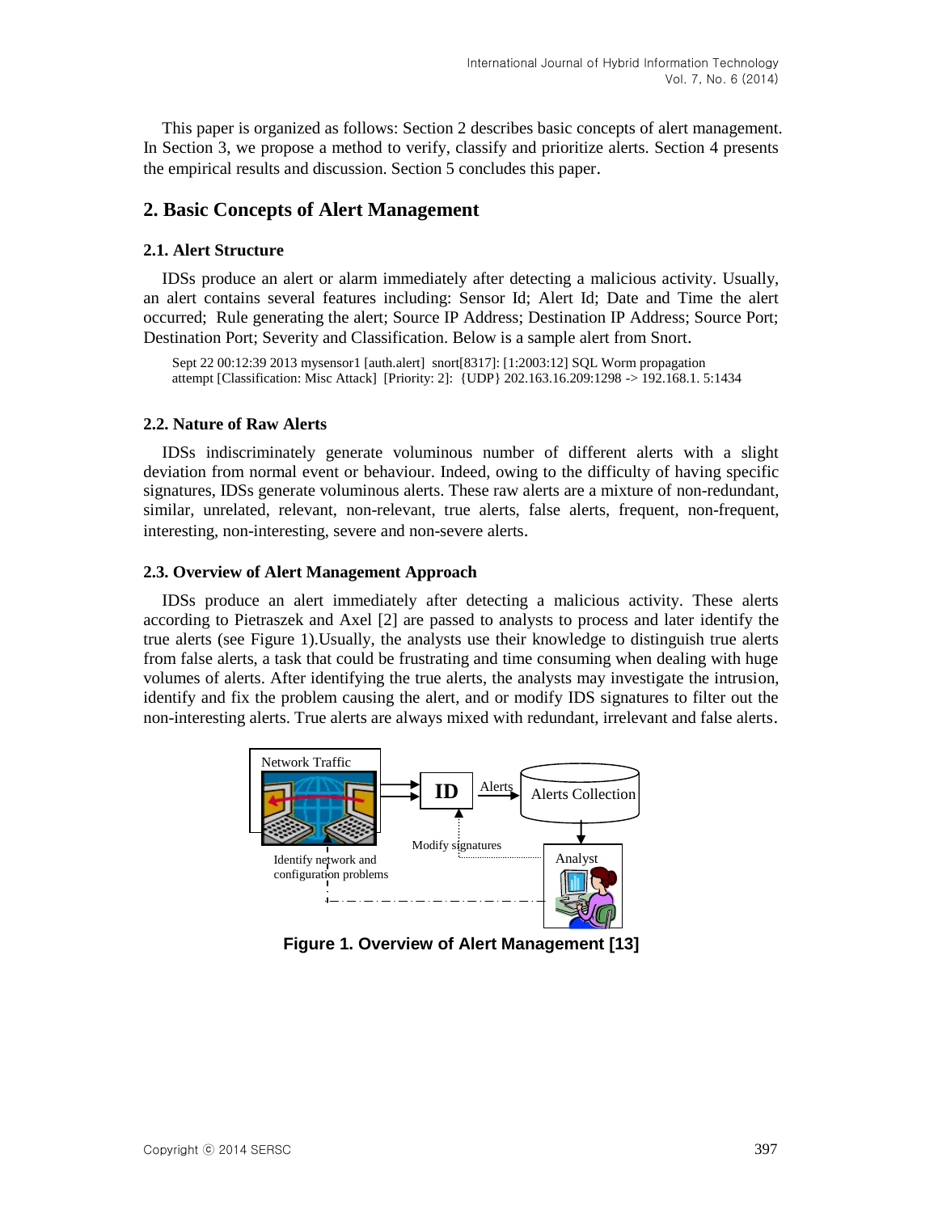This paper is organized as follows: Section 2 describes basic concepts of alert management. In Section 3, we propose a method to verify, classify and prioritize alerts. Section 4 presents the empirical results and discussion. Section 5 concludes this paper.

## 2. Basic Concepts of Alert Management

### 2.1. Alert Structure

IDSs produce an alert or alarm immediately after detecting a malicious activity. Usually, an alert contains several features including: Sensor Id; Alert Id; Date and Time the alert occurred; Rule generating the alert; Source IP Address; Destination IP Address; Source Port; Destination Port; Severity and Classification. Below is a sample alert from Snort.

```
Sept 22 00:12:39 2013 mysensor1 [auth.alert] snort[8317]: [1:2003:12] SQL Worm propagation
attempt [Classification: Misc Attack] [Priority: 2]: {UDP} 202.163.16.209:1298 -> 192.168.1. 5:1434
```

### 2.2. Nature of Raw Alerts

IDSs indiscriminately generate voluminous number of different alerts with a slight deviation from normal event or behaviour. Indeed, owing to the difficulty of having specific signatures, IDSs generate voluminous alerts. These raw alerts are a mixture of non-redundant, similar, unrelated, relevant, non-relevant, true alerts, false alerts, frequent, non-frequent, interesting, non-interesting, severe and non-severe alerts.

### 2.3. Overview of Alert Management Approach

IDSs produce an alert immediately after detecting a malicious activity. These alerts according to Pietraszek and Axel [2] are passed to analysts to process and later identify the true alerts (see Figure 1).Usually, the analysts use their knowledge to distinguish true alerts from false alerts, a task that could be frustrating and time consuming when dealing with huge volumes of alerts. After identifying the true alerts, the analysts may investigate the intrusion, identify and fix the problem causing the alert, and or modify IDS signatures to filter out the non-interesting alerts. True alerts are always mixed with redundant, irrelevant and false alerts.

Network Traffic → ID → Alerts → Alerts Collection → Analyst; Analyst → Modify signatures → ID; Analyst → Identify network and configuration problems → Network Traffic

**Figure 1. Overview of Alert Management [13]**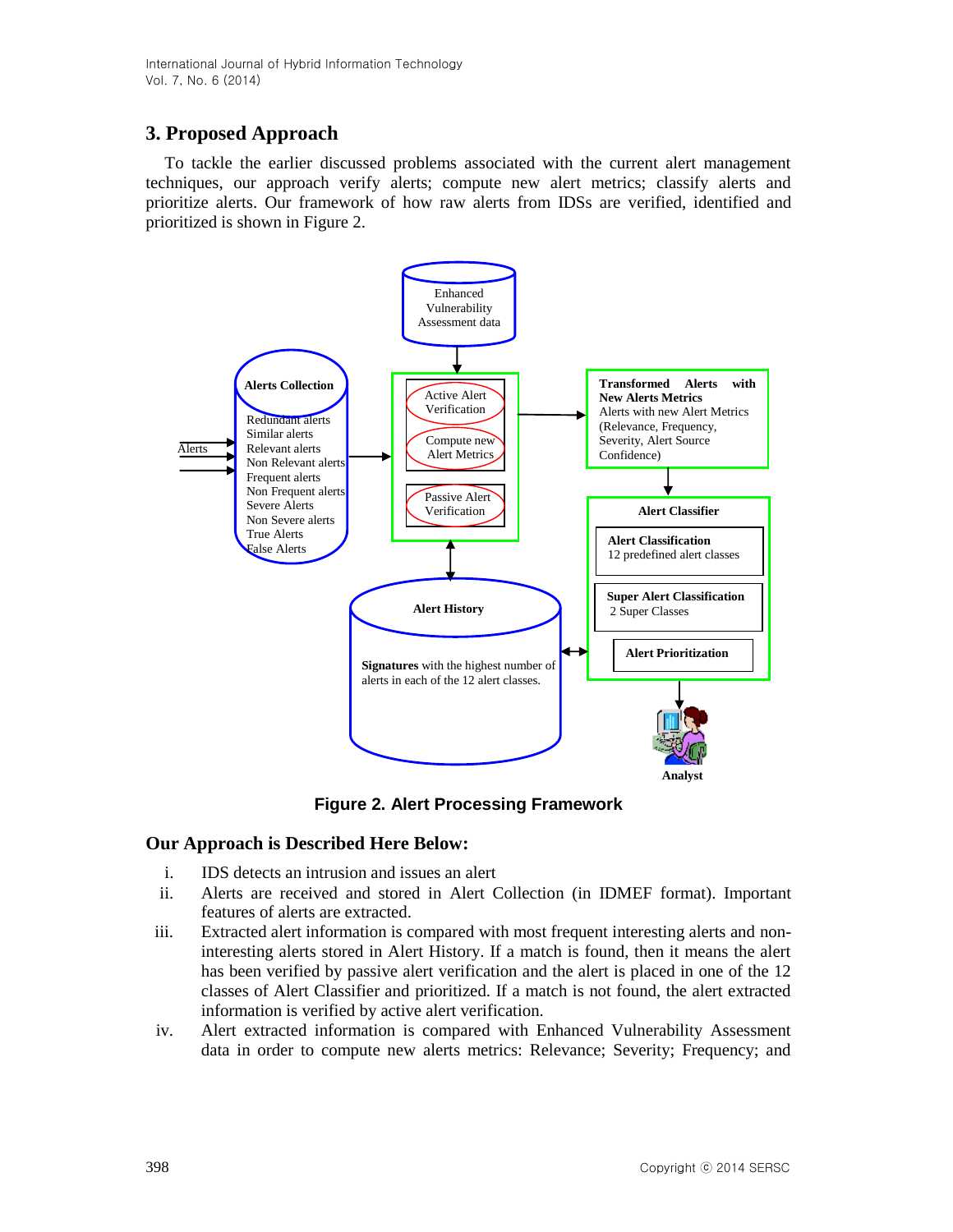## 3. Proposed Approach

To tackle the earlier discussed problems associated with the current alert management techniques, our approach verify alerts; compute new alert metrics; classify alerts and prioritize alerts. Our framework of how raw alerts from IDSs are verified, identified and prioritized is shown in Figure 2.

**Figure 2. Alert Processing Framework**

### Our Approach is Described Here Below:

i. IDS detects an intrusion and issues an alert

ii. Alerts are received and stored in Alert Collection (in IDMEF format). Important features of alerts are extracted.

iii. Extracted alert information is compared with most frequent interesting alerts and non-interesting alerts stored in Alert History. If a match is found, then it means the alert has been verified by passive alert verification and the alert is placed in one of the 12 classes of Alert Classifier and prioritized. If a match is not found, the alert extracted information is verified by active alert verification.

iv. Alert extracted information is compared with Enhanced Vulnerability Assessment data in order to compute new alerts metrics: Relevance; Severity; Frequency; and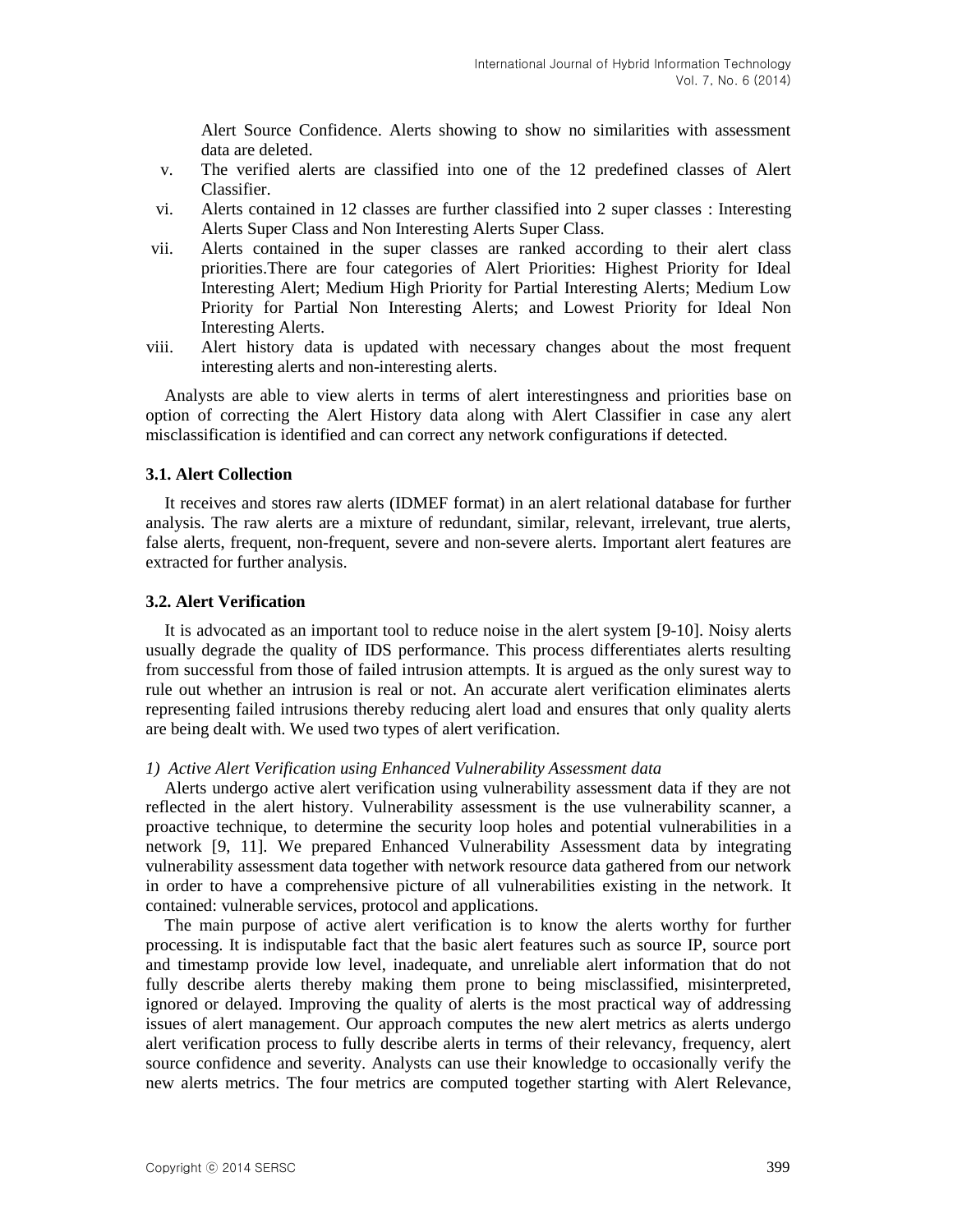Alert Source Confidence. Alerts showing to show no similarities with assessment data are deleted.

v. The verified alerts are classified into one of the 12 predefined classes of Alert Classifier.

vi. Alerts contained in 12 classes are further classified into 2 super classes : Interesting Alerts Super Class and Non Interesting Alerts Super Class.

vii. Alerts contained in the super classes are ranked according to their alert class priorities.There are four categories of Alert Priorities: Highest Priority for Ideal Interesting Alert; Medium High Priority for Partial Interesting Alerts; Medium Low Priority for Partial Non Interesting Alerts; and Lowest Priority for Ideal Non Interesting Alerts.

viii. Alert history data is updated with necessary changes about the most frequent interesting alerts and non-interesting alerts.

Analysts are able to view alerts in terms of alert interestingness and priorities base on option of correcting the Alert History data along with Alert Classifier in case any alert misclassification is identified and can correct any network configurations if detected.

### 3.1. Alert Collection

It receives and stores raw alerts (IDMEF format) in an alert relational database for further analysis. The raw alerts are a mixture of redundant, similar, relevant, irrelevant, true alerts, false alerts, frequent, non-frequent, severe and non-severe alerts. Important alert features are extracted for further analysis.

### 3.2. Alert Verification

It is advocated as an important tool to reduce noise in the alert system [9-10]. Noisy alerts usually degrade the quality of IDS performance. This process differentiates alerts resulting from successful from those of failed intrusion attempts. It is argued as the only surest way to rule out whether an intrusion is real or not. An accurate alert verification eliminates alerts representing failed intrusions thereby reducing alert load and ensures that only quality alerts are being dealt with. We used two types of alert verification.

*1) Active Alert Verification using Enhanced Vulnerability Assessment data*

Alerts undergo active alert verification using vulnerability assessment data if they are not reflected in the alert history. Vulnerability assessment is the use vulnerability scanner, a proactive technique, to determine the security loop holes and potential vulnerabilities in a network [9, 11]. We prepared Enhanced Vulnerability Assessment data by integrating vulnerability assessment data together with network resource data gathered from our network in order to have a comprehensive picture of all vulnerabilities existing in the network. It contained: vulnerable services, protocol and applications.

The main purpose of active alert verification is to know the alerts worthy for further processing. It is indisputable fact that the basic alert features such as source IP, source port and timestamp provide low level, inadequate, and unreliable alert information that do not fully describe alerts thereby making them prone to being misclassified, misinterpreted, ignored or delayed. Improving the quality of alerts is the most practical way of addressing issues of alert management. Our approach computes the new alert metrics as alerts undergo alert verification process to fully describe alerts in terms of their relevancy, frequency, alert source confidence and severity. Analysts can use their knowledge to occasionally verify the new alerts metrics. The four metrics are computed together starting with Alert Relevance,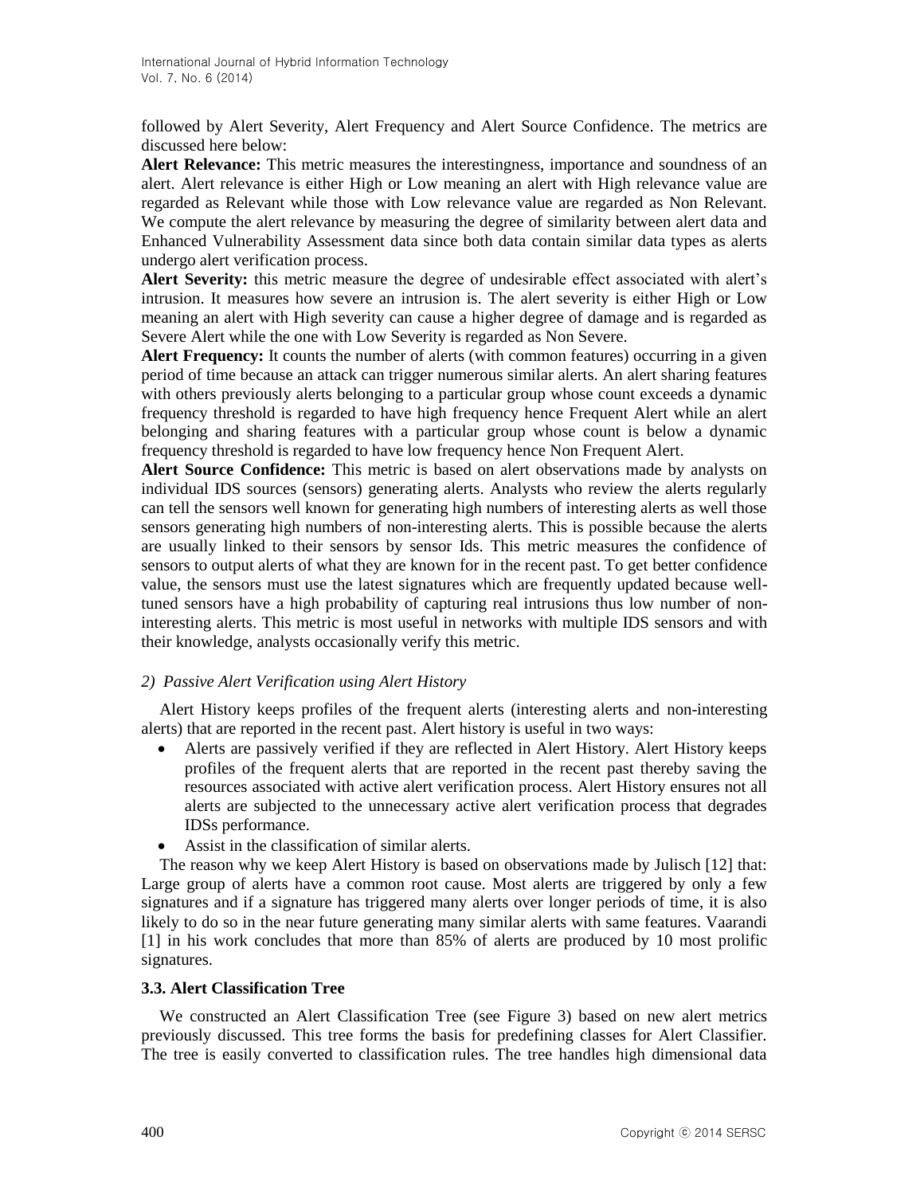followed by Alert Severity, Alert Frequency and Alert Source Confidence. The metrics are discussed here below:

**Alert Relevance:** This metric measures the interestingness, importance and soundness of an alert. Alert relevance is either High or Low meaning an alert with High relevance value are regarded as Relevant while those with Low relevance value are regarded as Non Relevant. We compute the alert relevance by measuring the degree of similarity between alert data and Enhanced Vulnerability Assessment data since both data contain similar data types as alerts undergo alert verification process.

**Alert Severity:** this metric measure the degree of undesirable effect associated with alert's intrusion. It measures how severe an intrusion is. The alert severity is either High or Low meaning an alert with High severity can cause a higher degree of damage and is regarded as Severe Alert while the one with Low Severity is regarded as Non Severe.

**Alert Frequency:** It counts the number of alerts (with common features) occurring in a given period of time because an attack can trigger numerous similar alerts. An alert sharing features with others previously alerts belonging to a particular group whose count exceeds a dynamic frequency threshold is regarded to have high frequency hence Frequent Alert while an alert belonging and sharing features with a particular group whose count is below a dynamic frequency threshold is regarded to have low frequency hence Non Frequent Alert.

**Alert Source Confidence:** This metric is based on alert observations made by analysts on individual IDS sources (sensors) generating alerts. Analysts who review the alerts regularly can tell the sensors well known for generating high numbers of interesting alerts as well those sensors generating high numbers of non-interesting alerts. This is possible because the alerts are usually linked to their sensors by sensor Ids. This metric measures the confidence of sensors to output alerts of what they are known for in the recent past. To get better confidence value, the sensors must use the latest signatures which are frequently updated because well-tuned sensors have a high probability of capturing real intrusions thus low number of non-interesting alerts. This metric is most useful in networks with multiple IDS sensors and with their knowledge, analysts occasionally verify this metric.

*2) Passive Alert Verification using Alert History*

Alert History keeps profiles of the frequent alerts (interesting alerts and non-interesting alerts) that are reported in the recent past. Alert history is useful in two ways:

- Alerts are passively verified if they are reflected in Alert History. Alert History keeps profiles of the frequent alerts that are reported in the recent past thereby saving the resources associated with active alert verification process. Alert History ensures not all alerts are subjected to the unnecessary active alert verification process that degrades IDSs performance.
- Assist in the classification of similar alerts.

The reason why we keep Alert History is based on observations made by Julisch [12] that: Large group of alerts have a common root cause. Most alerts are triggered by only a few signatures and if a signature has triggered many alerts over longer periods of time, it is also likely to do so in the near future generating many similar alerts with same features. Vaarandi [1] in his work concludes that more than 85% of alerts are produced by 10 most prolific signatures.

### 3.3. Alert Classification Tree

We constructed an Alert Classification Tree (see Figure 3) based on new alert metrics previously discussed. This tree forms the basis for predefining classes for Alert Classifier. The tree is easily converted to classification rules. The tree handles high dimensional data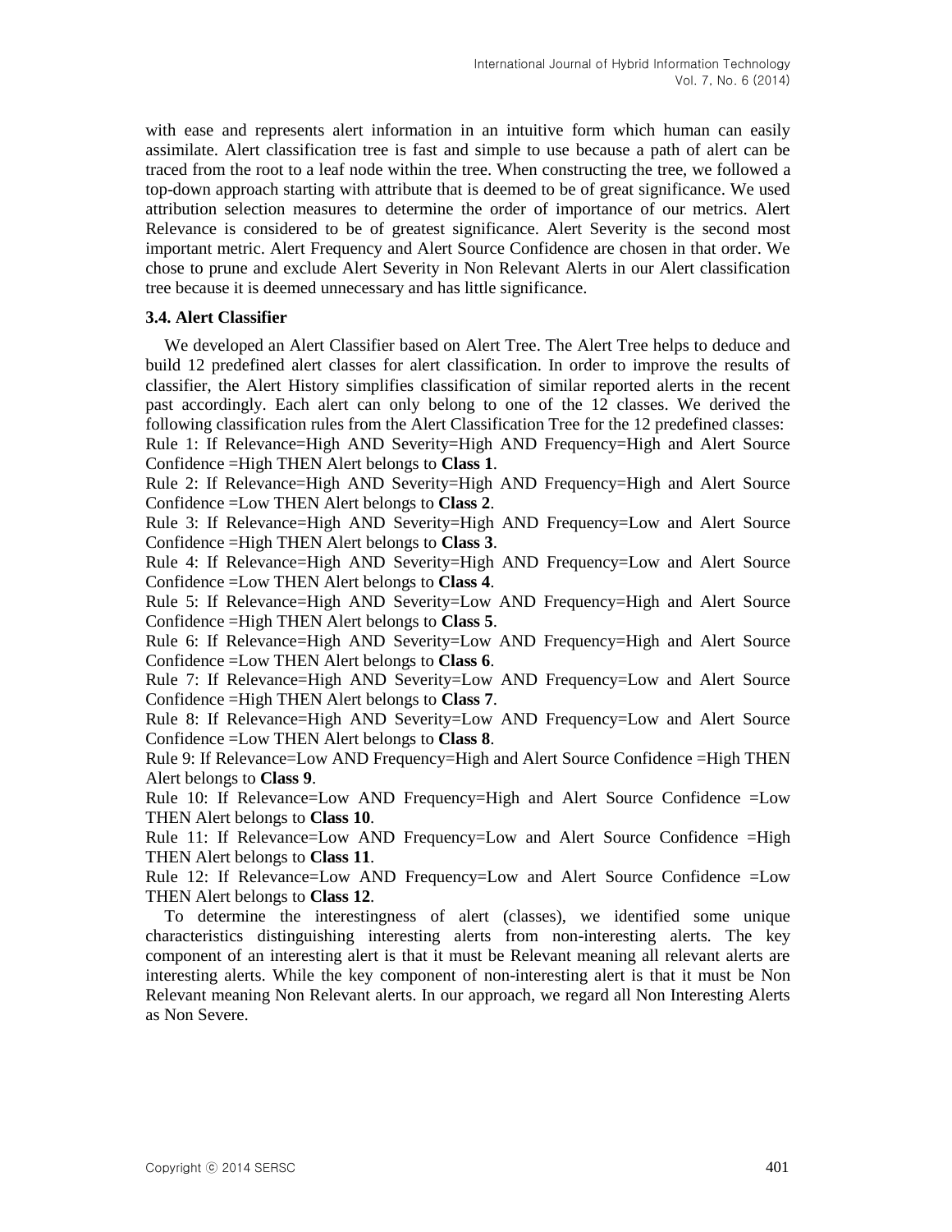with ease and represents alert information in an intuitive form which human can easily assimilate. Alert classification tree is fast and simple to use because a path of alert can be traced from the root to a leaf node within the tree. When constructing the tree, we followed a top-down approach starting with attribute that is deemed to be of great significance. We used attribution selection measures to determine the order of importance of our metrics. Alert Relevance is considered to be of greatest significance. Alert Severity is the second most important metric. Alert Frequency and Alert Source Confidence are chosen in that order. We chose to prune and exclude Alert Severity in Non Relevant Alerts in our Alert classification tree because it is deemed unnecessary and has little significance.

### 3.4. Alert Classifier

We developed an Alert Classifier based on Alert Tree. The Alert Tree helps to deduce and build 12 predefined alert classes for alert classification. In order to improve the results of classifier, the Alert History simplifies classification of similar reported alerts in the recent past accordingly. Each alert can only belong to one of the 12 classes. We derived the following classification rules from the Alert Classification Tree for the 12 predefined classes:

Rule 1: If Relevance=High AND Severity=High AND Frequency=High and Alert Source Confidence =High THEN Alert belongs to **Class 1**.

Rule 2: If Relevance=High AND Severity=High AND Frequency=High and Alert Source Confidence =Low THEN Alert belongs to **Class 2**.

Rule 3: If Relevance=High AND Severity=High AND Frequency=Low and Alert Source Confidence =High THEN Alert belongs to **Class 3**.

Rule 4: If Relevance=High AND Severity=High AND Frequency=Low and Alert Source Confidence =Low THEN Alert belongs to **Class 4**.

Rule 5: If Relevance=High AND Severity=Low AND Frequency=High and Alert Source Confidence =High THEN Alert belongs to **Class 5**.

Rule 6: If Relevance=High AND Severity=Low AND Frequency=High and Alert Source Confidence =Low THEN Alert belongs to **Class 6**.

Rule 7: If Relevance=High AND Severity=Low AND Frequency=Low and Alert Source Confidence =High THEN Alert belongs to **Class 7**.

Rule 8: If Relevance=High AND Severity=Low AND Frequency=Low and Alert Source Confidence =Low THEN Alert belongs to **Class 8**.

Rule 9: If Relevance=Low AND Frequency=High and Alert Source Confidence =High THEN Alert belongs to **Class 9**.

Rule 10: If Relevance=Low AND Frequency=High and Alert Source Confidence =Low THEN Alert belongs to **Class 10**.

Rule 11: If Relevance=Low AND Frequency=Low and Alert Source Confidence =High THEN Alert belongs to **Class 11**.

Rule 12: If Relevance=Low AND Frequency=Low and Alert Source Confidence =Low THEN Alert belongs to **Class 12**.

To determine the interestingness of alert (classes), we identified some unique characteristics distinguishing interesting alerts from non-interesting alerts. The key component of an interesting alert is that it must be Relevant meaning all relevant alerts are interesting alerts. While the key component of non-interesting alert is that it must be Non Relevant meaning Non Relevant alerts. In our approach, we regard all Non Interesting Alerts as Non Severe.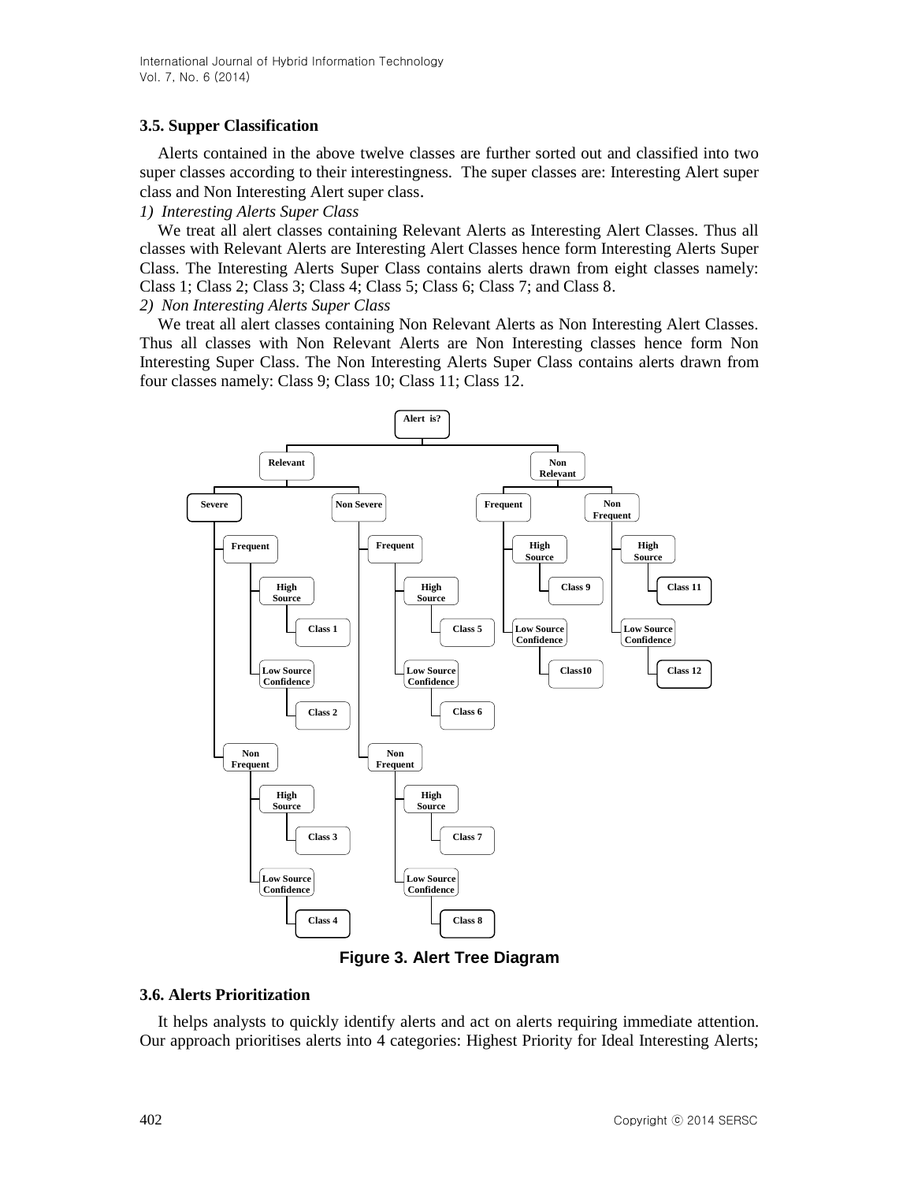### 3.5. Supper Classification

Alerts contained in the above twelve classes are further sorted out and classified into two super classes according to their interestingness. The super classes are: Interesting Alert super class and Non Interesting Alert super class.

*1) Interesting Alerts Super Class*

We treat all alert classes containing Relevant Alerts as Interesting Alert Classes. Thus all classes with Relevant Alerts are Interesting Alert Classes hence form Interesting Alerts Super Class. The Interesting Alerts Super Class contains alerts drawn from eight classes namely: Class 1; Class 2; Class 3; Class 4; Class 5; Class 6; Class 7; and Class 8.

*2) Non Interesting Alerts Super Class*

We treat all alert classes containing Non Relevant Alerts as Non Interesting Alert Classes. Thus all classes with Non Relevant Alerts are Non Interesting classes hence form Non Interesting Super Class. The Non Interesting Alerts Super Class contains alerts drawn from four classes namely: Class 9; Class 10; Class 11; Class 12.

**Figure 3. Alert Tree Diagram**

### 3.6. Alerts Prioritization

It helps analysts to quickly identify alerts and act on alerts requiring immediate attention. Our approach prioritises alerts into 4 categories: Highest Priority for Ideal Interesting Alerts;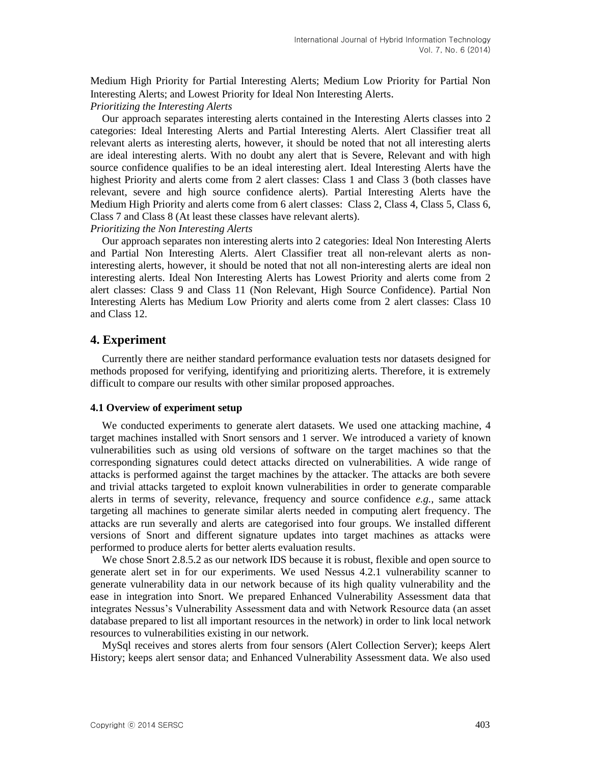Medium High Priority for Partial Interesting Alerts; Medium Low Priority for Partial Non Interesting Alerts; and Lowest Priority for Ideal Non Interesting Alerts.

*Prioritizing the Interesting Alerts*

Our approach separates interesting alerts contained in the Interesting Alerts classes into 2 categories: Ideal Interesting Alerts and Partial Interesting Alerts. Alert Classifier treat all relevant alerts as interesting alerts, however, it should be noted that not all interesting alerts are ideal interesting alerts. With no doubt any alert that is Severe, Relevant and with high source confidence qualifies to be an ideal interesting alert. Ideal Interesting Alerts have the highest Priority and alerts come from 2 alert classes: Class 1 and Class 3 (both classes have relevant, severe and high source confidence alerts). Partial Interesting Alerts have the Medium High Priority and alerts come from 6 alert classes: Class 2, Class 4, Class 5, Class 6, Class 7 and Class 8 (At least these classes have relevant alerts).

*Prioritizing the Non Interesting Alerts*

Our approach separates non interesting alerts into 2 categories: Ideal Non Interesting Alerts and Partial Non Interesting Alerts. Alert Classifier treat all non-relevant alerts as non-interesting alerts, however, it should be noted that not all non-interesting alerts are ideal non interesting alerts. Ideal Non Interesting Alerts has Lowest Priority and alerts come from 2 alert classes: Class 9 and Class 11 (Non Relevant, High Source Confidence). Partial Non Interesting Alerts has Medium Low Priority and alerts come from 2 alert classes: Class 10 and Class 12.

## 4. Experiment

Currently there are neither standard performance evaluation tests nor datasets designed for methods proposed for verifying, identifying and prioritizing alerts. Therefore, it is extremely difficult to compare our results with other similar proposed approaches.

### 4.1 Overview of experiment setup

We conducted experiments to generate alert datasets. We used one attacking machine, 4 target machines installed with Snort sensors and 1 server. We introduced a variety of known vulnerabilities such as using old versions of software on the target machines so that the corresponding signatures could detect attacks directed on vulnerabilities. A wide range of attacks is performed against the target machines by the attacker. The attacks are both severe and trivial attacks targeted to exploit known vulnerabilities in order to generate comparable alerts in terms of severity, relevance, frequency and source confidence *e.g.*, same attack targeting all machines to generate similar alerts needed in computing alert frequency. The attacks are run severally and alerts are categorised into four groups. We installed different versions of Snort and different signature updates into target machines as attacks were performed to produce alerts for better alerts evaluation results.

We chose Snort 2.8.5.2 as our network IDS because it is robust, flexible and open source to generate alert set in for our experiments. We used Nessus 4.2.1 vulnerability scanner to generate vulnerability data in our network because of its high quality vulnerability and the ease in integration into Snort. We prepared Enhanced Vulnerability Assessment data that integrates Nessus's Vulnerability Assessment data and with Network Resource data (an asset database prepared to list all important resources in the network) in order to link local network resources to vulnerabilities existing in our network.

MySql receives and stores alerts from four sensors (Alert Collection Server); keeps Alert History; keeps alert sensor data; and Enhanced Vulnerability Assessment data. We also used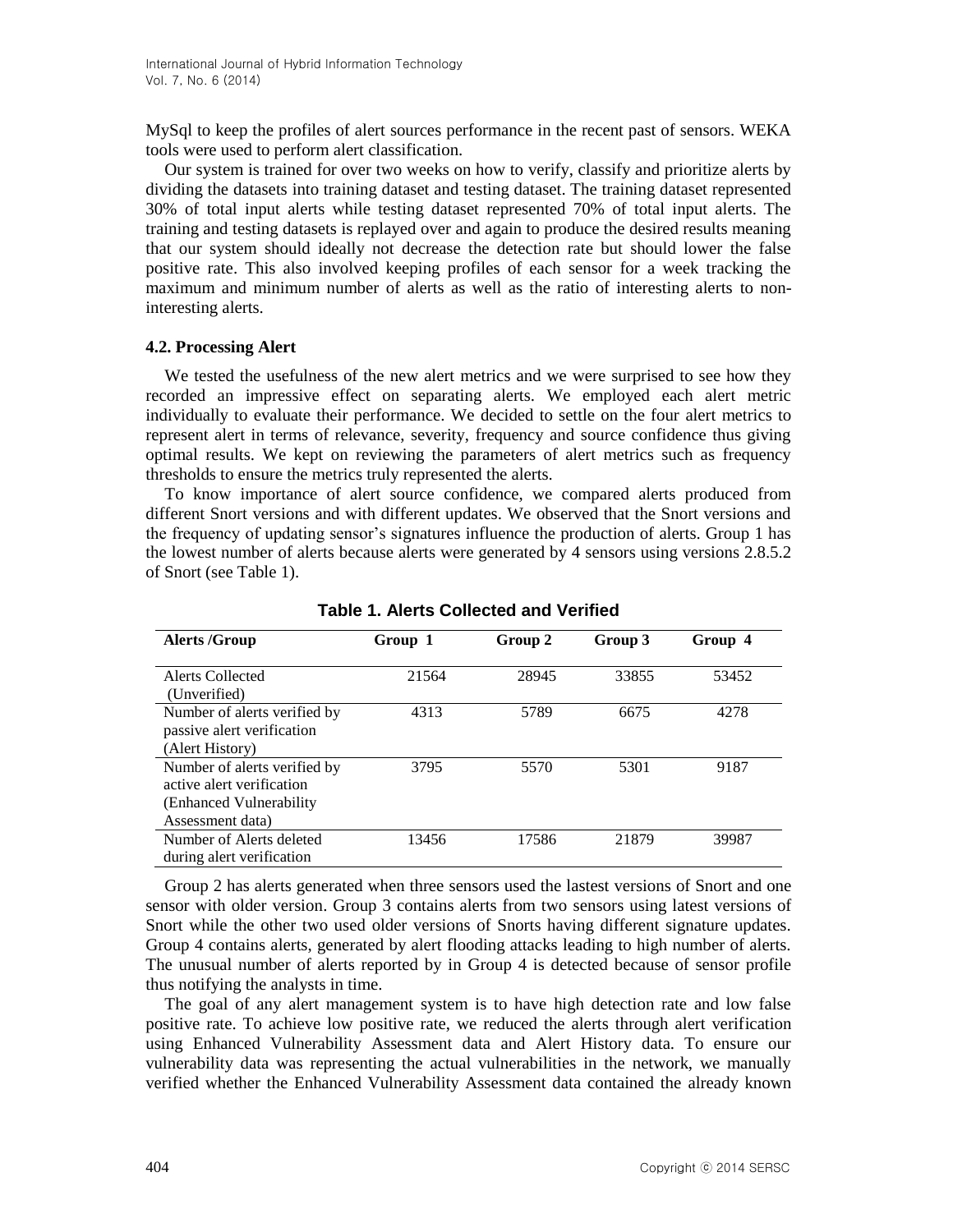MySql to keep the profiles of alert sources performance in the recent past of sensors. WEKA tools were used to perform alert classification.

Our system is trained for over two weeks on how to verify, classify and prioritize alerts by dividing the datasets into training dataset and testing dataset. The training dataset represented 30% of total input alerts while testing dataset represented 70% of total input alerts. The training and testing datasets is replayed over and again to produce the desired results meaning that our system should ideally not decrease the detection rate but should lower the false positive rate. This also involved keeping profiles of each sensor for a week tracking the maximum and minimum number of alerts as well as the ratio of interesting alerts to non-interesting alerts.

### 4.2. Processing Alert

We tested the usefulness of the new alert metrics and we were surprised to see how they recorded an impressive effect on separating alerts. We employed each alert metric individually to evaluate their performance. We decided to settle on the four alert metrics to represent alert in terms of relevance, severity, frequency and source confidence thus giving optimal results. We kept on reviewing the parameters of alert metrics such as frequency thresholds to ensure the metrics truly represented the alerts.

To know importance of alert source confidence, we compared alerts produced from different Snort versions and with different updates. We observed that the Snort versions and the frequency of updating sensor's signatures influence the production of alerts. Group 1 has the lowest number of alerts because alerts were generated by 4 sensors using versions 2.8.5.2 of Snort (see Table 1).

**Table 1. Alerts Collected and Verified**

| Alerts /Group | Group 1 | Group 2 | Group 3 | Group 4 |
|---|---|---|---|---|
| Alerts Collected (Unverified) | 21564 | 28945 | 33855 | 53452 |
| Number of alerts verified by passive alert verification (Alert History) | 4313 | 5789 | 6675 | 4278 |
| Number of alerts verified by active alert verification (Enhanced Vulnerability Assessment data) | 3795 | 5570 | 5301 | 9187 |
| Number of Alerts deleted during alert verification | 13456 | 17586 | 21879 | 39987 |

Group 2 has alerts generated when three sensors used the lastest versions of Snort and one sensor with older version. Group 3 contains alerts from two sensors using latest versions of Snort while the other two used older versions of Snorts having different signature updates. Group 4 contains alerts, generated by alert flooding attacks leading to high number of alerts. The unusual number of alerts reported by in Group 4 is detected because of sensor profile thus notifying the analysts in time.

The goal of any alert management system is to have high detection rate and low false positive rate. To achieve low positive rate, we reduced the alerts through alert verification using Enhanced Vulnerability Assessment data and Alert History data. To ensure our vulnerability data was representing the actual vulnerabilities in the network, we manually verified whether the Enhanced Vulnerability Assessment data contained the already known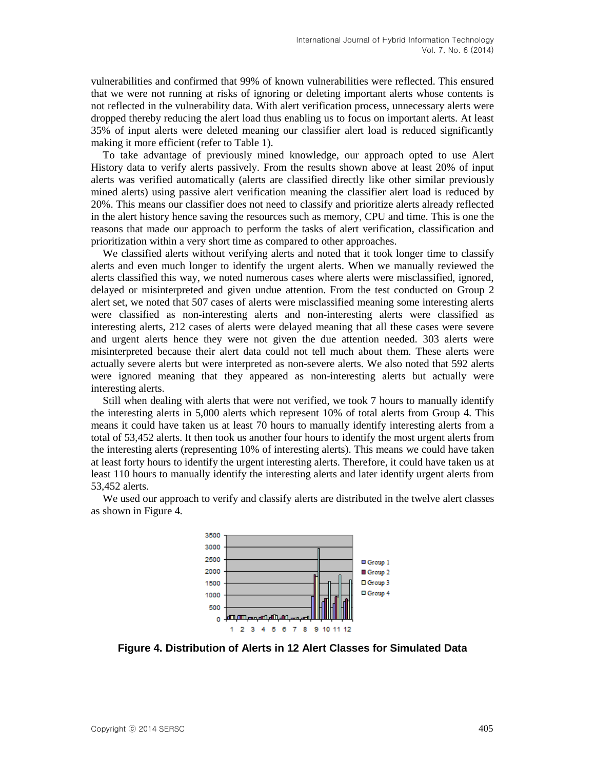vulnerabilities and confirmed that 99% of known vulnerabilities were reflected. This ensured that we were not running at risks of ignoring or deleting important alerts whose contents is not reflected in the vulnerability data. With alert verification process, unnecessary alerts were dropped thereby reducing the alert load thus enabling us to focus on important alerts. At least 35% of input alerts were deleted meaning our classifier alert load is reduced significantly making it more efficient (refer to Table 1).

To take advantage of previously mined knowledge, our approach opted to use Alert History data to verify alerts passively. From the results shown above at least 20% of input alerts was verified automatically (alerts are classified directly like other similar previously mined alerts) using passive alert verification meaning the classifier alert load is reduced by 20%. This means our classifier does not need to classify and prioritize alerts already reflected in the alert history hence saving the resources such as memory, CPU and time. This is one the reasons that made our approach to perform the tasks of alert verification, classification and prioritization within a very short time as compared to other approaches.

We classified alerts without verifying alerts and noted that it took longer time to classify alerts and even much longer to identify the urgent alerts. When we manually reviewed the alerts classified this way, we noted numerous cases where alerts were misclassified, ignored, delayed or misinterpreted and given undue attention. From the test conducted on Group 2 alert set, we noted that 507 cases of alerts were misclassified meaning some interesting alerts were classified as non-interesting alerts and non-interesting alerts were classified as interesting alerts, 212 cases of alerts were delayed meaning that all these cases were severe and urgent alerts hence they were not given the due attention needed. 303 alerts were misinterpreted because their alert data could not tell much about them. These alerts were actually severe alerts but were interpreted as non-severe alerts. We also noted that 592 alerts were ignored meaning that they appeared as non-interesting alerts but actually were interesting alerts.

Still when dealing with alerts that were not verified, we took 7 hours to manually identify the interesting alerts in 5,000 alerts which represent 10% of total alerts from Group 4. This means it could have taken us at least 70 hours to manually identify interesting alerts from a total of 53,452 alerts. It then took us another four hours to identify the most urgent alerts from the interesting alerts (representing 10% of interesting alerts). This means we could have taken at least forty hours to identify the urgent interesting alerts. Therefore, it could have taken us at least 110 hours to manually identify the interesting alerts and later identify urgent alerts from 53,452 alerts.

We used our approach to verify and classify alerts are distributed in the twelve alert classes as shown in Figure 4.

**Figure 4. Distribution of Alerts in 12 Alert Classes for Simulated Data**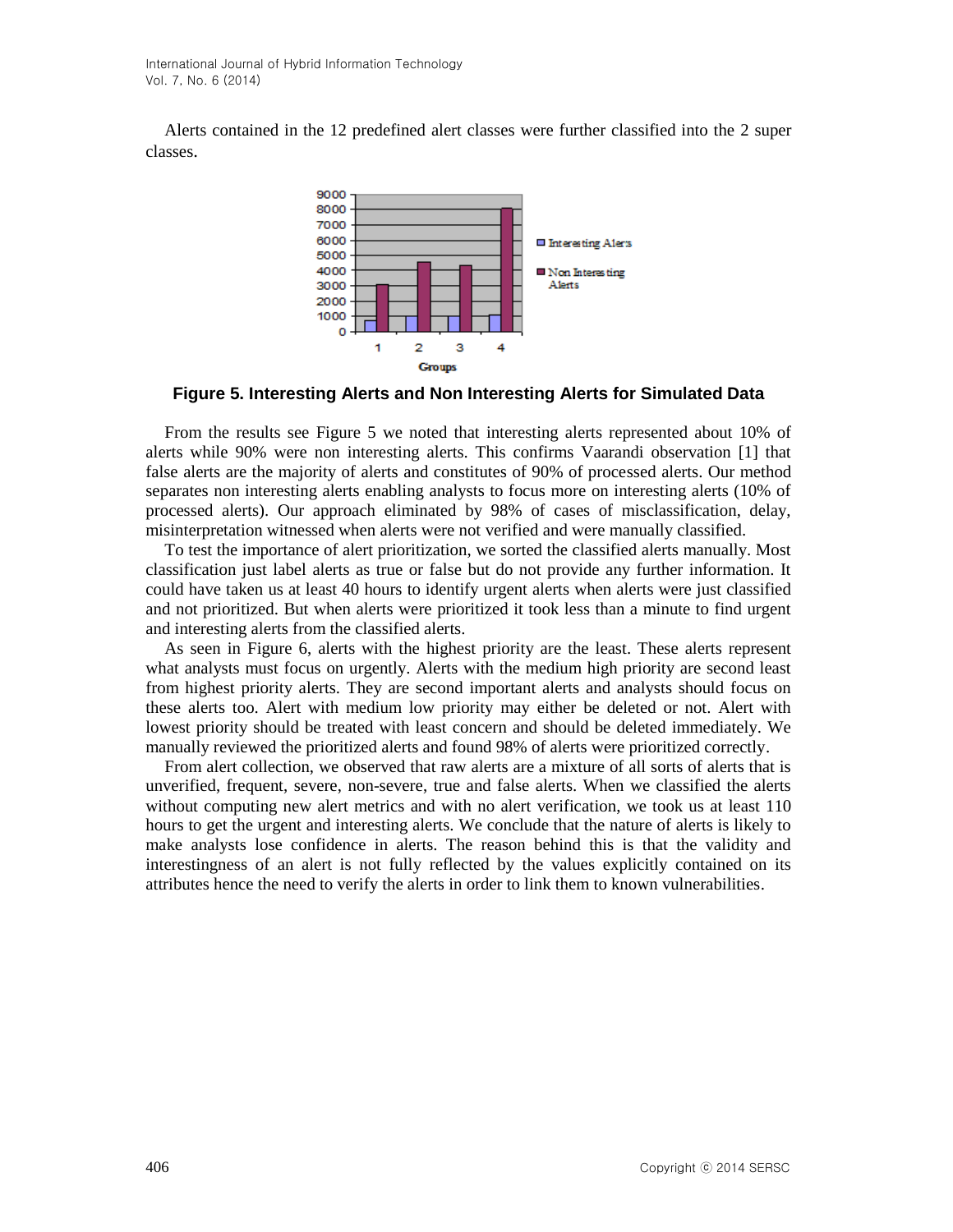Alerts contained in the 12 predefined alert classes were further classified into the 2 super classes.

**Figure 5. Interesting Alerts and Non Interesting Alerts for Simulated Data**

From the results see Figure 5 we noted that interesting alerts represented about 10% of alerts while 90% were non interesting alerts. This confirms Vaarandi observation [1] that false alerts are the majority of alerts and constitutes of 90% of processed alerts. Our method separates non interesting alerts enabling analysts to focus more on interesting alerts (10% of processed alerts). Our approach eliminated by 98% of cases of misclassification, delay, misinterpretation witnessed when alerts were not verified and were manually classified.

To test the importance of alert prioritization, we sorted the classified alerts manually. Most classification just label alerts as true or false but do not provide any further information. It could have taken us at least 40 hours to identify urgent alerts when alerts were just classified and not prioritized. But when alerts were prioritized it took less than a minute to find urgent and interesting alerts from the classified alerts.

As seen in Figure 6, alerts with the highest priority are the least. These alerts represent what analysts must focus on urgently. Alerts with the medium high priority are second least from highest priority alerts. They are second important alerts and analysts should focus on these alerts too. Alert with medium low priority may either be deleted or not. Alert with lowest priority should be treated with least concern and should be deleted immediately. We manually reviewed the prioritized alerts and found 98% of alerts were prioritized correctly.

From alert collection, we observed that raw alerts are a mixture of all sorts of alerts that is unverified, frequent, severe, non-severe, true and false alerts. When we classified the alerts without computing new alert metrics and with no alert verification, we took us at least 110 hours to get the urgent and interesting alerts. We conclude that the nature of alerts is likely to make analysts lose confidence in alerts. The reason behind this is that the validity and interestingness of an alert is not fully reflected by the values explicitly contained on its attributes hence the need to verify the alerts in order to link them to known vulnerabilities.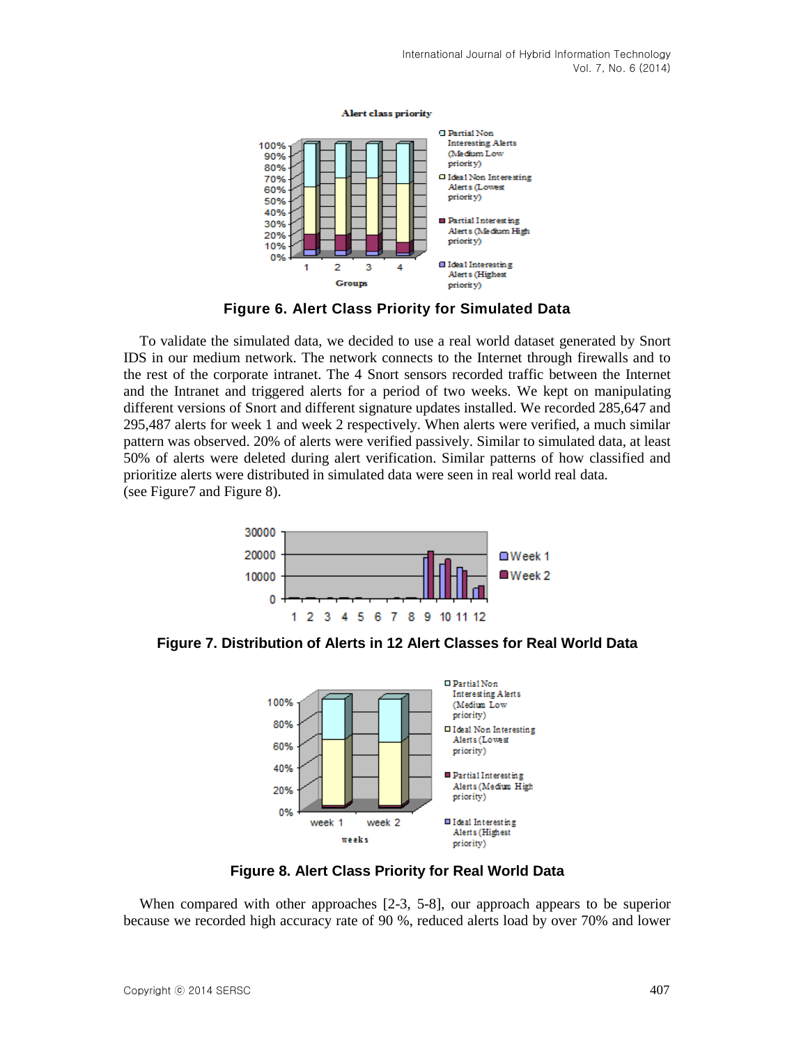**Figure 6. Alert Class Priority for Simulated Data**

To validate the simulated data, we decided to use a real world dataset generated by Snort IDS in our medium network. The network connects to the Internet through firewalls and to the rest of the corporate intranet. The 4 Snort sensors recorded traffic between the Internet and the Intranet and triggered alerts for a period of two weeks. We kept on manipulating different versions of Snort and different signature updates installed. We recorded 285,647 and 295,487 alerts for week 1 and week 2 respectively. When alerts were verified, a much similar pattern was observed. 20% of alerts were verified passively. Similar to simulated data, at least 50% of alerts were deleted during alert verification. Similar patterns of how classified and prioritize alerts were distributed in simulated data were seen in real world real data. (see Figure7 and Figure 8).

**Figure 7. Distribution of Alerts in 12 Alert Classes for Real World Data**

**Figure 8. Alert Class Priority for Real World Data**

When compared with other approaches [2-3, 5-8], our approach appears to be superior because we recorded high accuracy rate of 90 %, reduced alerts load by over 70% and lower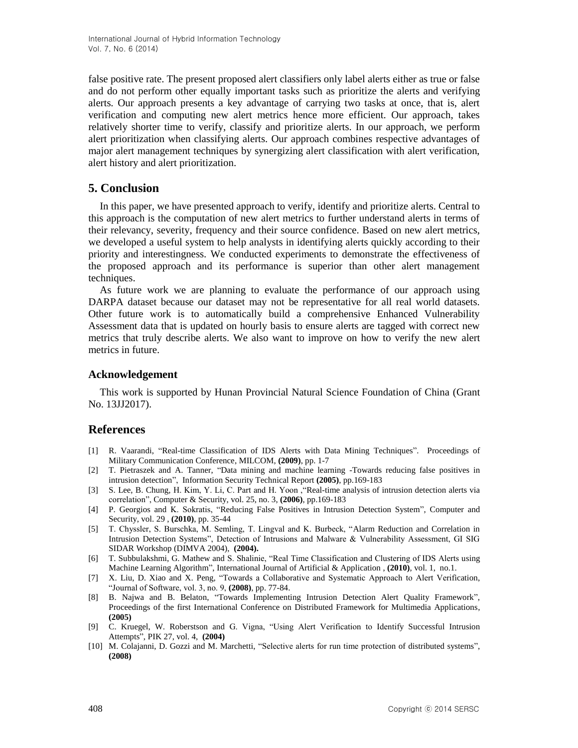false positive rate. The present proposed alert classifiers only label alerts either as true or false and do not perform other equally important tasks such as prioritize the alerts and verifying alerts. Our approach presents a key advantage of carrying two tasks at once, that is, alert verification and computing new alert metrics hence more efficient. Our approach, takes relatively shorter time to verify, classify and prioritize alerts. In our approach, we perform alert prioritization when classifying alerts. Our approach combines respective advantages of major alert management techniques by synergizing alert classification with alert verification, alert history and alert prioritization.

## 5. Conclusion

In this paper, we have presented approach to verify, identify and prioritize alerts. Central to this approach is the computation of new alert metrics to further understand alerts in terms of their relevancy, severity, frequency and their source confidence. Based on new alert metrics, we developed a useful system to help analysts in identifying alerts quickly according to their priority and interestingness. We conducted experiments to demonstrate the effectiveness of the proposed approach and its performance is superior than other alert management techniques.

As future work we are planning to evaluate the performance of our approach using DARPA dataset because our dataset may not be representative for all real world datasets. Other future work is to automatically build a comprehensive Enhanced Vulnerability Assessment data that is updated on hourly basis to ensure alerts are tagged with correct new metrics that truly describe alerts. We also want to improve on how to verify the new alert metrics in future.

### Acknowledgement

This work is supported by Hunan Provincial Natural Science Foundation of China (Grant No. 13JJ2017).

## References

[1] R. Vaarandi, "Real-time Classification of IDS Alerts with Data Mining Techniques". Proceedings of Military Communication Conference, MILCOM, **(2009)**, pp. 1-7

[2] T. Pietraszek and A. Tanner, "Data mining and machine learning -Towards reducing false positives in intrusion detection", Information Security Technical Report **(2005)**, pp.169-183

[3] S. Lee, B. Chung, H. Kim, Y. Li, C. Part and H. Yoon ,"Real-time analysis of intrusion detection alerts via correlation", Computer & Security, vol. 25, no. 3, **(2006)**, pp.169-183

[4] P. Georgios and K. Sokratis, "Reducing False Positives in Intrusion Detection System", Computer and Security, vol. 29 , **(2010)**, pp. 35-44

[5] T. Chyssler, S. Burschka, M. Semling, T. Lingval and K. Burbeck, "Alarm Reduction and Correlation in Intrusion Detection Systems", Detection of Intrusions and Malware & Vulnerability Assessment, GI SIG SIDAR Workshop (DIMVA 2004), **(2004).**

[6] T. Subbulakshmi, G. Mathew and S. Shalinie, "Real Time Classification and Clustering of IDS Alerts using Machine Learning Algorithm", International Journal of Artificial & Application , **(2010)**, vol. 1, no.1.

[7] X. Liu, D. Xiao and X. Peng, "Towards a Collaborative and Systematic Approach to Alert Verification, "Journal of Software, vol. 3, no. 9, **(2008)**, pp. 77-84.

[8] B. Najwa and B. Belaton, "Towards Implementing Intrusion Detection Alert Quality Framework", Proceedings of the first International Conference on Distributed Framework for Multimedia Applications, **(2005)**

[9] C. Kruegel, W. Roberstson and G. Vigna, "Using Alert Verification to Identify Successful Intrusion Attempts", PIK 27, vol. 4, **(2004)**

[10] M. Colajanni, D. Gozzi and M. Marchetti, "Selective alerts for run time protection of distributed systems", **(2008)**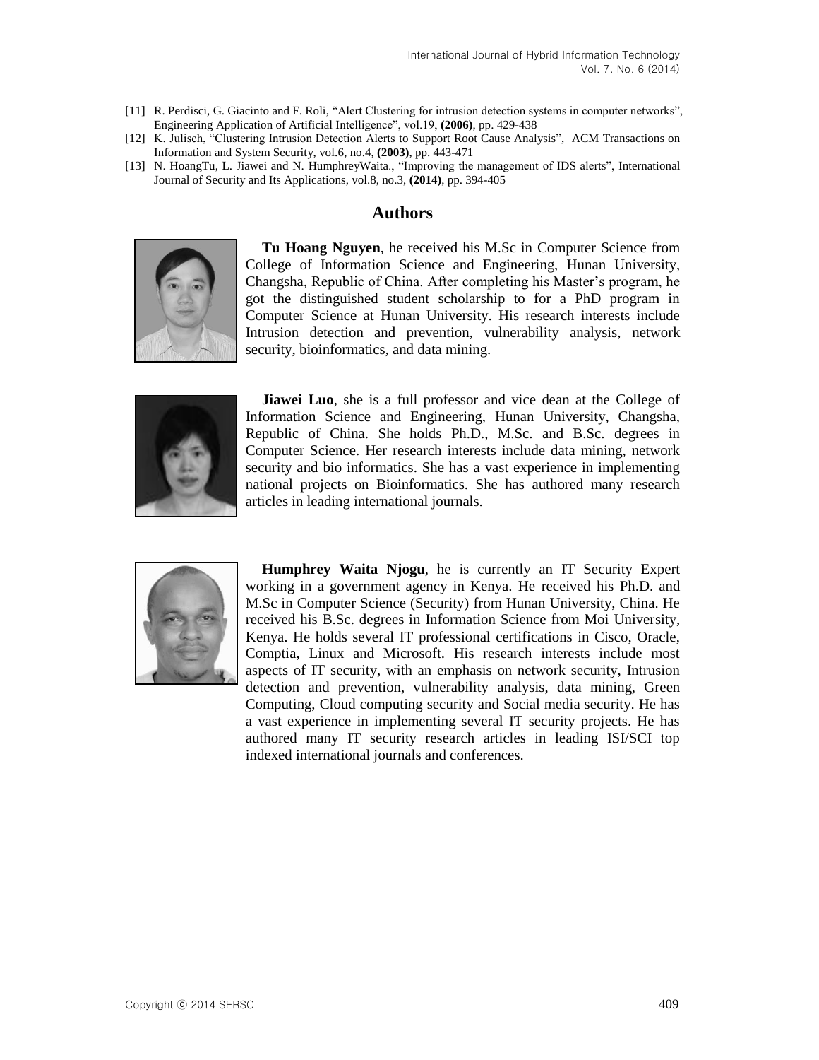[11] R. Perdisci, G. Giacinto and F. Roli, "Alert Clustering for intrusion detection systems in computer networks", Engineering Application of Artificial Intelligence", vol.19, **(2006)**, pp. 429-438

[12] K. Julisch, "Clustering Intrusion Detection Alerts to Support Root Cause Analysis", ACM Transactions on Information and System Security, vol.6, no.4, **(2003)**, pp. 443-471

[13] N. HoangTu, L. Jiawei and N. HumphreyWaita., "Improving the management of IDS alerts", International Journal of Security and Its Applications, vol.8, no.3, **(2014)**, pp. 394-405

## Authors

**Tu Hoang Nguyen**, he received his M.Sc in Computer Science from College of Information Science and Engineering, Hunan University, Changsha, Republic of China. After completing his Master's program, he got the distinguished student scholarship to for a PhD program in Computer Science at Hunan University. His research interests include Intrusion detection and prevention, vulnerability analysis, network security, bioinformatics, and data mining.

**Jiawei Luo**, she is a full professor and vice dean at the College of Information Science and Engineering, Hunan University, Changsha, Republic of China. She holds Ph.D., M.Sc. and B.Sc. degrees in Computer Science. Her research interests include data mining, network security and bio informatics. She has a vast experience in implementing national projects on Bioinformatics. She has authored many research articles in leading international journals.

**Humphrey Waita Njogu**, he is currently an IT Security Expert working in a government agency in Kenya. He received his Ph.D. and M.Sc in Computer Science (Security) from Hunan University, China. He received his B.Sc. degrees in Information Science from Moi University, Kenya. He holds several IT professional certifications in Cisco, Oracle, Comptia, Linux and Microsoft. His research interests include most aspects of IT security, with an emphasis on network security, Intrusion detection and prevention, vulnerability analysis, data mining, Green Computing, Cloud computing security and Social media security. He has a vast experience in implementing several IT security projects. He has authored many IT security research articles in leading ISI/SCI top indexed international journals and conferences.